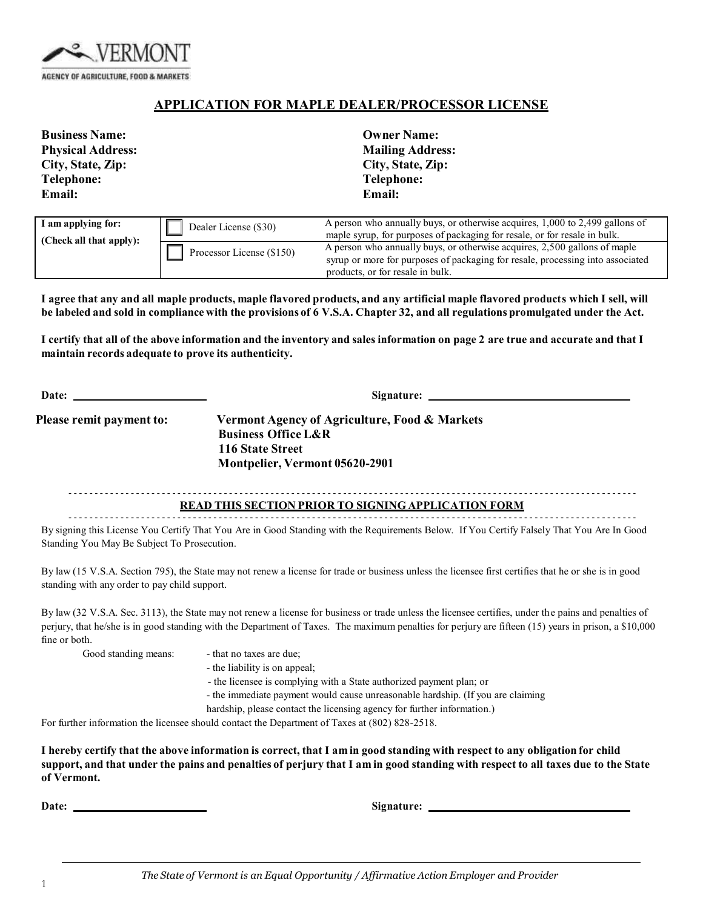VERMONT

AGENCY OF AGRICULTURE, FOOD & MARKETS

# APPLICATION FOR MAPLE DEALER/PROCESSOR LICENSE

| | |
|---|---|
| **Business Name:** | **Owner Name:** |
| **Physical Address:** | **Mailing Address:** |
| **City, State, Zip:** | **City, State, Zip:** |
| **Telephone:** | **Telephone:** |
| **Email:** | **Email:** |

| **I am applying for:** (Check all that apply): | | |
|---|---|---|
| | ☐ Dealer License ($30) | A person who annually buys, or otherwise acquires, 1,000 to 2,499 gallons of maple syrup, for purposes of packaging for resale, or for resale in bulk. |
| | ☐ Processor License ($150) | A person who annually buys, or otherwise acquires, 2,500 gallons of maple syrup or more for purposes of packaging for resale, processing into associated products, or for resale in bulk. |

**I agree that any and all maple products, maple flavored products, and any artificial maple flavored products which I sell, will be labeled and sold in compliance with the provisions of 6 V.S.A. Chapter 32, and all regulations promulgated under the Act.**

**I certify that all of the above information and the inventory and sales information on page 2 are true and accurate and that I maintain records adequate to prove its authenticity.**

**Date:** ______________________ **Signature:** ____________________________________

**Please remit payment to:** **Vermont Agency of Agriculture, Food & Markets**
**Business Office L&R**
**116 State Street**
**Montpelier, Vermont 05620-2901**

## READ THIS SECTION PRIOR TO SIGNING APPLICATION FORM

By signing this License You Certify That You Are in Good Standing with the Requirements Below. If You Certify Falsely That You Are In Good Standing You May Be Subject To Prosecution.

By law (15 V.S.A. Section 795), the State may not renew a license for trade or business unless the licensee first certifies that he or she is in good standing with any order to pay child support.

By law (32 V.S.A. Sec. 3113), the State may not renew a license for business or trade unless the licensee certifies, under the pains and penalties of perjury, that he/she is in good standing with the Department of Taxes. The maximum penalties for perjury are fifteen (15) years in prison, a $10,000 fine or both.

Good standing means:
- that no taxes are due;
- the liability is on appeal;
- the licensee is complying with a State authorized payment plan; or
- the immediate payment would cause unreasonable hardship. (If you are claiming hardship, please contact the licensing agency for further information.)

For further information the licensee should contact the Department of Taxes at (802) 828-2518.

**I hereby certify that the above information is correct, that I am in good standing with respect to any obligation for child support, and that under the pains and penalties of perjury that I am in good standing with respect to all taxes due to the State of Vermont.**

**Date:** ______________________ **Signature:** ____________________________________

*The State of Vermont is an Equal Opportunity / Affirmative Action Employer and Provider*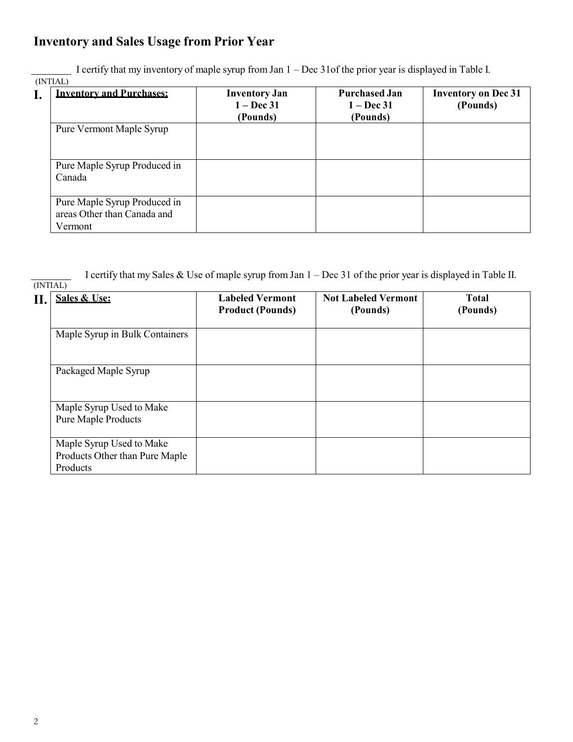## Inventory and Sales Usage from Prior Year

________ I certify that my inventory of maple syrup from Jan 1 – Dec 31of the prior year is displayed in Table I.
(INTIAL)

**I.**

| **Inventory and Purchases:** | **Inventory Jan 1 – Dec 31 (Pounds)** | **Purchased Jan 1 – Dec 31 (Pounds)** | **Inventory on Dec 31 (Pounds)** |
|---|---|---|---|
| Pure Vermont Maple Syrup | | | |
| Pure Maple Syrup Produced in Canada | | | |
| Pure Maple Syrup Produced in areas Other than Canada and Vermont | | | |

________ I certify that my Sales & Use of maple syrup from Jan 1 – Dec 31 of the prior year is displayed in Table II.
(INTIAL)

**II.**

| **Sales & Use:** | **Labeled Vermont Product (Pounds)** | **Not Labeled Vermont (Pounds)** | **Total (Pounds)** |
|---|---|---|---|
| Maple Syrup in Bulk Containers | | | |
| Packaged Maple Syrup | | | |
| Maple Syrup Used to Make Pure Maple Products | | | |
| Maple Syrup Used to Make Products Other than Pure Maple Products | | | |